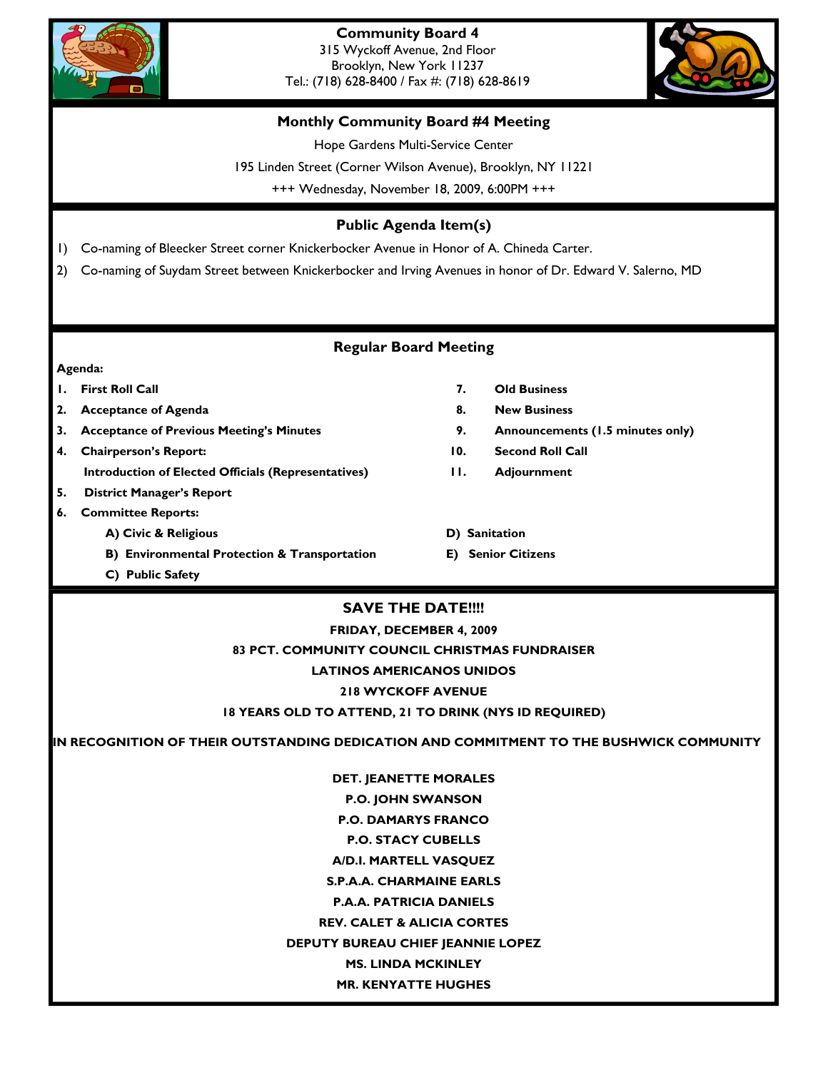**Community Board 4**
315 Wyckoff Avenue, 2nd Floor
Brooklyn, New York 11237
Tel.: (718) 628-8400 / Fax #: (718) 628-8619

## Monthly Community Board #4 Meeting

Hope Gardens Multi-Service Center

195 Linden Street (Corner Wilson Avenue), Brooklyn, NY 11221

+++ Wednesday, November 18, 2009, 6:00PM +++

## Public Agenda Item(s)

1) Co-naming of Bleecker Street corner Knickerbocker Avenue in Honor of A. Chineda Carter.
2) Co-naming of Suydam Street between Knickerbocker and Irving Avenues in honor of Dr. Edward V. Salerno, MD

## Regular Board Meeting

**Agenda:**

1. **First Roll Call**
2. **Acceptance of Agenda**
3. **Acceptance of Previous Meeting's Minutes**
4. **Chairperson's Report:**
   **Introduction of Elected Officials (Representatives)**
5. **District Manager's Report**
6. **Committee Reports:**
   - **A) Civic & Religious**
   - **B) Environmental Protection & Transportation**
   - **C) Public Safety**
   - **D) Sanitation**
   - **E) Senior Citizens**
7. **Old Business**
8. **New Business**
9. **Announcements (1.5 minutes only)**
10. **Second Roll Call**
11. **Adjournment**

## SAVE THE DATE!!!!

**FRIDAY, DECEMBER 4, 2009**

**83 PCT. COMMUNITY COUNCIL CHRISTMAS FUNDRAISER**

**LATINOS AMERICANOS UNIDOS**

**218 WYCKOFF AVENUE**

**18 YEARS OLD TO ATTEND, 21 TO DRINK (NYS ID REQUIRED)**

**IN RECOGNITION OF THEIR OUTSTANDING DEDICATION AND COMMITMENT TO THE BUSHWICK COMMUNITY**

**DET. JEANETTE MORALES**
**P.O. JOHN SWANSON**
**P.O. DAMARYS FRANCO**
**P.O. STACY CUBELLS**
**A/D.I. MARTELL VASQUEZ**
**S.P.A.A. CHARMAINE EARLS**
**P.A.A. PATRICIA DANIELS**
**REV. CALET & ALICIA CORTES**
**DEPUTY BUREAU CHIEF JEANNIE LOPEZ**
**MS. LINDA MCKINLEY**
**MR. KENYATTE HUGHES**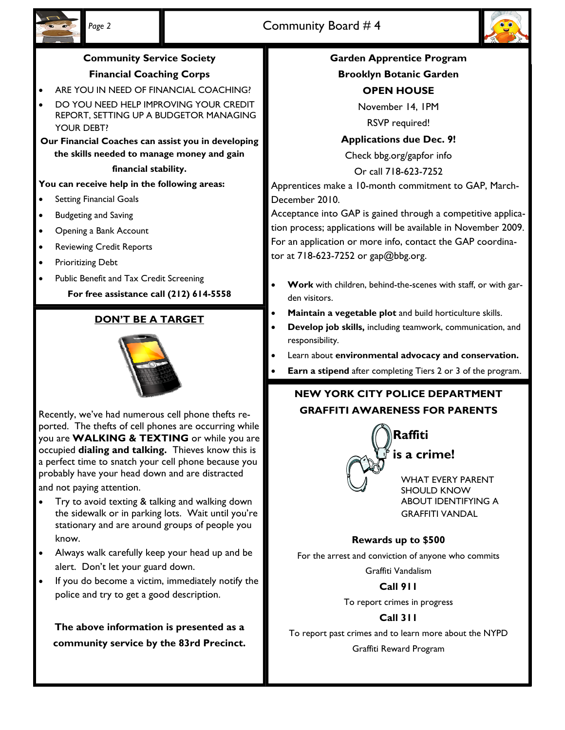## Community Service Society

## Financial Coaching Corps

- ARE YOU IN NEED OF FINANCIAL COACHING?
- DO YOU NEED HELP IMPROVING YOUR CREDIT REPORT, SETTING UP A BUDGETOR MANAGING YOUR DEBT?

**Our Financial Coaches can assist you in developing the skills needed to manage money and gain financial stability.**

**You can receive help in the following areas:**

- Setting Financial Goals
- Budgeting and Saving
- Opening a Bank Account
- Reviewing Credit Reports
- Prioritizing Debt
- Public Benefit and Tax Credit Screening

**For free assistance call (212) 614-5558**

## DON'T BE A TARGET

Recently, we've had numerous cell phone thefts reported. The thefts of cell phones are occurring while you are **WALKING & TEXTING** or while you are occupied **dialing and talking.** Thieves know this is a perfect time to snatch your cell phone because you probably have your head down and are distracted and not paying attention.

- Try to avoid texting & talking and walking down the sidewalk or in parking lots. Wait until you're stationary and are around groups of people you know.
- Always walk carefully keep your head up and be alert. Don't let your guard down.
- If you do become a victim, immediately notify the police and try to get a good description.

**The above information is presented as a community service by the 83rd Precinct.**

## Garden Apprentice Program

## Brooklyn Botanic Garden

### OPEN HOUSE

November 14, 1PM

RSVP required!

**Applications due Dec. 9!**

Check bbg.org/gapfor info

Or call 718-623-7252

Apprentices make a 10-month commitment to GAP, March-December 2010.

Acceptance into GAP is gained through a competitive application process; applications will be available in November 2009. For an application or more info, contact the GAP coordinator at 718-623-7252 or gap@bbg.org.

- **Work** with children, behind-the-scenes with staff, or with garden visitors.
- **Maintain a vegetable plot** and build horticulture skills.
- **Develop job skills,** including teamwork, communication, and responsibility.
- Learn about **environmental advocacy and conservation.**
- **Earn a stipend** after completing Tiers 2 or 3 of the program.

## NEW YORK CITY POLICE DEPARTMENT

## GRAFFITI AWARENESS FOR PARENTS

**Graffiti is a crime!**

WHAT EVERY PARENT SHOULD KNOW ABOUT IDENTIFYING A GRAFFITI VANDAL

**Rewards up to $500**

For the arrest and conviction of anyone who commits Graffiti Vandalism

**Call 911**

To report crimes in progress

**Call 311**

To report past crimes and to learn more about the NYPD Graffiti Reward Program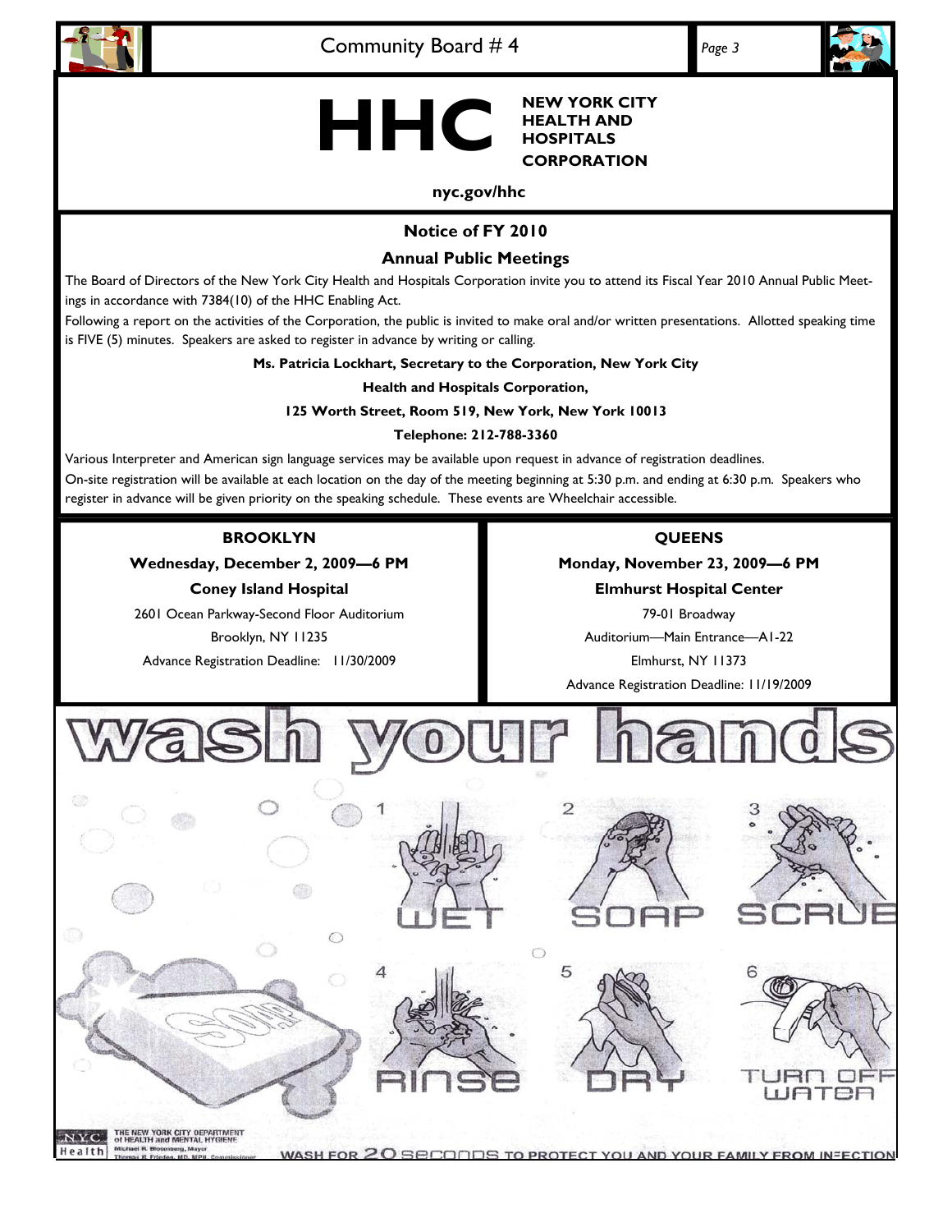# HHC

**NEW YORK CITY HEALTH AND HOSPITALS CORPORATION**

**nyc.gov/hhc**

## Notice of FY 2010

## Annual Public Meetings

The Board of Directors of the New York City Health and Hospitals Corporation invite you to attend its Fiscal Year 2010 Annual Public Meetings in accordance with 7384(10) of the HHC Enabling Act.

Following a report on the activities of the Corporation, the public is invited to make oral and/or written presentations. Allotted speaking time is FIVE (5) minutes. Speakers are asked to register in advance by writing or calling.

**Ms. Patricia Lockhart, Secretary to the Corporation, New York City**

**Health and Hospitals Corporation,**

**125 Worth Street, Room 519, New York, New York 10013**

**Telephone: 212-788-3360**

Various Interpreter and American sign language services may be available upon request in advance of registration deadlines.

On-site registration will be available at each location on the day of the meeting beginning at 5:30 p.m. and ending at 6:30 p.m. Speakers who register in advance will be given priority on the speaking schedule. These events are Wheelchair accessible.

**BROOKLYN**

**Wednesday, December 2, 2009—6 PM**

**Coney Island Hospital**

2601 Ocean Parkway-Second Floor Auditorium

Brooklyn, NY 11235

Advance Registration Deadline: 11/30/2009

**QUEENS**

**Monday, November 23, 2009—6 PM**

**Elmhurst Hospital Center**

79-01 Broadway

Auditorium—Main Entrance—A1-22

Elmhurst, NY 11373

Advance Registration Deadline: 11/19/2009

# wash your hands

1. WET
2. SOAP
3. SCRUB
4. RINSE
5. DRY
6. TURN OFF WATER

THE NEW YORK CITY DEPARTMENT of HEALTH and MENTAL HYGIENE
Michael R. Bloomberg, Mayor
Thomas R. Frieden, MD, MPH, Commissioner

WASH FOR 20 SECONDS TO PROTECT YOU AND YOUR FAMILY FROM INFECTION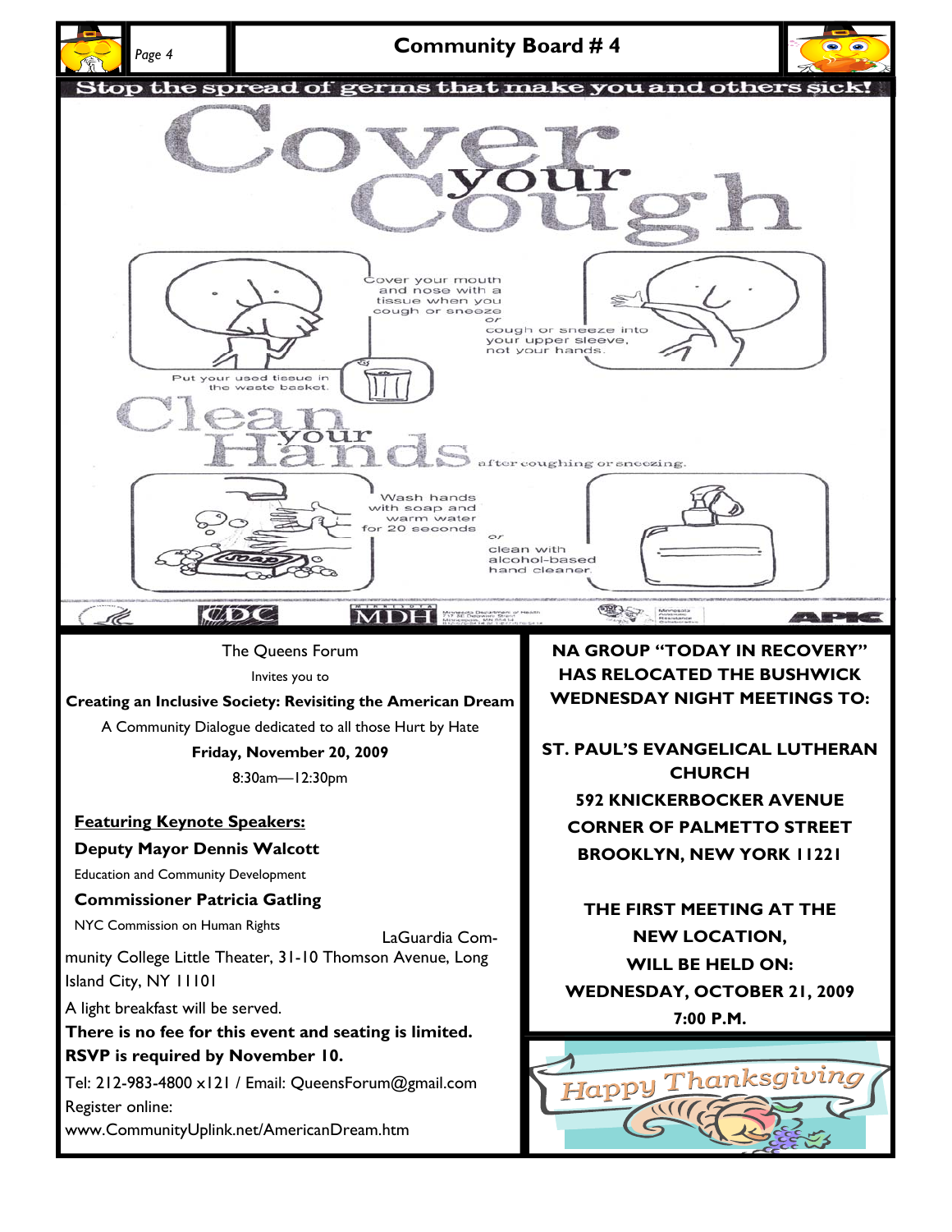## Community Board # 4

**Stop the spread of germs that make you and others sick!**

# Cover your Cough

Cover your mouth and nose with a tissue when you cough or sneeze

or

cough or sneeze into your upper sleeve, not your hands.

Put your used tissue in the waste basket.

# Clean your Hands

after coughing or sneezing.

Wash hands with soap and warm water for 20 seconds

or

clean with alcohol-based hand cleaner.

---

The Queens Forum

Invites you to

**Creating an Inclusive Society: Revisiting the American Dream**

A Community Dialogue dedicated to all those Hurt by Hate

**Friday, November 20, 2009**

8:30am—12:30pm

**Featuring Keynote Speakers:**

**Deputy Mayor Dennis Walcott**

Education and Community Development

**Commissioner Patricia Gatling**

NYC Commission on Human Rights

LaGuardia Community College Little Theater, 31-10 Thomson Avenue, Long Island City, NY 11101

A light breakfast will be served.

**There is no fee for this event and seating is limited.**
**RSVP is required by November 10.**

Tel: 212-983-4800 x121 / Email: QueensForum@gmail.com

Register online:
www.CommunityUplink.net/AmericanDream.htm

---

**NA GROUP "TODAY IN RECOVERY" HAS RELOCATED THE BUSHWICK WEDNESDAY NIGHT MEETINGS TO:**

**ST. PAUL'S EVANGELICAL LUTHERAN CHURCH**
**592 KNICKERBOCKER AVENUE**
**CORNER OF PALMETTO STREET**
**BROOKLYN, NEW YORK 11221**

**THE FIRST MEETING AT THE NEW LOCATION, WILL BE HELD ON:**
**WEDNESDAY, OCTOBER 21, 2009**
**7:00 P.M.**

Happy Thanksgiving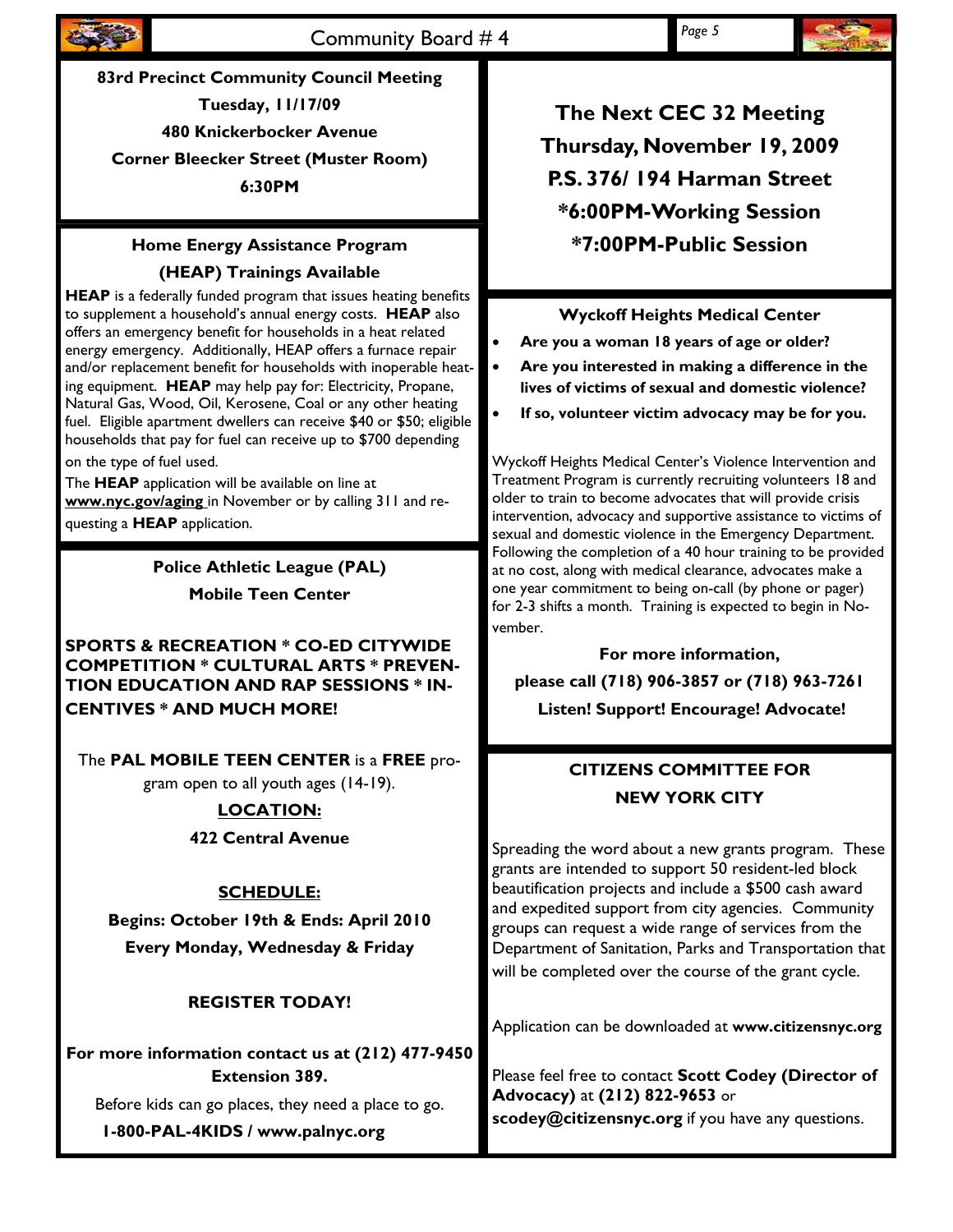### 83rd Precinct Community Council Meeting

**Tuesday, 11/17/09**

**480 Knickerbocker Avenue**

**Corner Bleecker Street (Muster Room)**

**6:30PM**

### Home Energy Assistance Program (HEAP) Trainings Available

**HEAP** is a federally funded program that issues heating benefits to supplement a household's annual energy costs. **HEAP** also offers an emergency benefit for households in a heat related energy emergency. Additionally, HEAP offers a furnace repair and/or replacement benefit for households with inoperable heating equipment. **HEAP** may help pay for: Electricity, Propane, Natural Gas, Wood, Oil, Kerosene, Coal or any other heating fuel. Eligible apartment dwellers can receive $40 or $50; eligible households that pay for fuel can receive up to $700 depending on the type of fuel used.

The **HEAP** application will be available on line at **www.nyc.gov/aging** in November or by calling 311 and requesting a **HEAP** application.

### Police Athletic League (PAL) Mobile Teen Center

**SPORTS & RECREATION * CO-ED CITYWIDE COMPETITION * CULTURAL ARTS * PREVENTION EDUCATION AND RAP SESSIONS * INCENTIVES * AND MUCH MORE!**

The **PAL MOBILE TEEN CENTER** is a **FREE** program open to all youth ages (14-19).

**LOCATION:**

**422 Central Avenue**

**SCHEDULE:**

**Begins: October 19th & Ends: April 2010**

**Every Monday, Wednesday & Friday**

**REGISTER TODAY!**

**For more information contact us at (212) 477-9450 Extension 389.**

Before kids can go places, they need a place to go.

**1-800-PAL-4KIDS / www.palnyc.org**

### The Next CEC 32 Meeting

**Thursday, November 19, 2009**

**P.S. 376/ 194 Harman Street**

***6:00PM-Working Session**

***7:00PM-Public Session**

### Wyckoff Heights Medical Center

- **Are you a woman 18 years of age or older?**
- **Are you interested in making a difference in the lives of victims of sexual and domestic violence?**
- **If so, volunteer victim advocacy may be for you.**

Wyckoff Heights Medical Center's Violence Intervention and Treatment Program is currently recruiting volunteers 18 and older to train to become advocates that will provide crisis intervention, advocacy and supportive assistance to victims of sexual and domestic violence in the Emergency Department. Following the completion of a 40 hour training to be provided at no cost, along with medical clearance, advocates make a one year commitment to being on-call (by phone or pager) for 2-3 shifts a month. Training is expected to begin in November.

**For more information,**

**please call (718) 906-3857 or (718) 963-7261**

**Listen! Support! Encourage! Advocate!**

### CITIZENS COMMITTEE FOR NEW YORK CITY

Spreading the word about a new grants program. These grants are intended to support 50 resident-led block beautification projects and include a $500 cash award and expedited support from city agencies. Community groups can request a wide range of services from the Department of Sanitation, Parks and Transportation that will be completed over the course of the grant cycle.

Application can be downloaded at **www.citizensnyc.org**

Please feel free to contact **Scott Codey (Director of Advocacy)** at **(212) 822-9653** or **scodey@citizensnyc.org** if you have any questions.